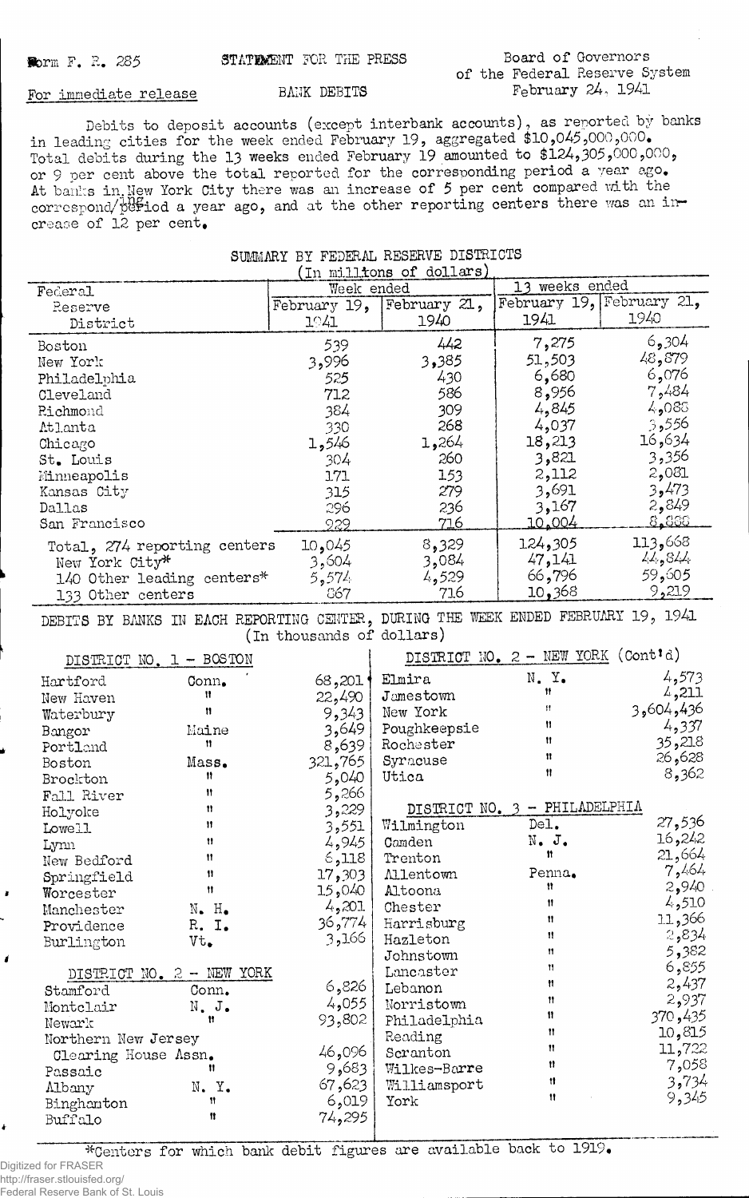Form F. R. 285 STATEMENT FOR THE PRESS Board of Governors of the Federal Reserve System

For immediate release BANK DEBITS February 24, 1941

Debits to deposit accounts (except interbank accounts), as reported by banks in leading cities for the week ended February 19, aggregated $10,045,000,000. Total debits during the 13 weeks ended February 19 amounted to $124,305,000,000, or 9 per cent above the total reported for the corresponding period a year ago. At banks in New York City there was an increase of 5 per cent compared with the corresponding period a year ago, and at the other reporting centers there was an increase of 12 per cent.

## SUMMARY BY FEDERAL RESERVE DISTRICTS

(In millions of dollars)

| Federal Reserve District | Week ended February 19, 1941 | Week ended February 21, 1940 | 13 weeks ended February 19, 1941 | 13 weeks ended February 21, 1940 |
|---|---|---|---|---|
| Boston | 539 | 442 | 7,275 | 6,304 |
| New York | 3,996 | 3,385 | 51,503 | 48,879 |
| Philadelphia | 525 | 430 | 6,680 | 6,076 |
| Cleveland | 712 | 586 | 8,956 | 7,484 |
| Richmond | 384 | 309 | 4,845 | 4,088 |
| Atlanta | 330 | 268 | 4,037 | 3,556 |
| Chicago | 1,546 | 1,264 | 18,213 | 16,634 |
| St. Louis | 304 | 260 | 3,821 | 3,356 |
| Minneapolis | 171 | 153 | 2,112 | 2,081 |
| Kansas City | 315 | 279 | 3,691 | 3,473 |
| Dallas | 296 | 236 | 3,167 | 2,849 |
| San Francisco | 929 | 716 | 10,004 | 8,888 |
| Total, 274 reporting centers | 10,045 | 8,329 | 124,305 | 113,668 |
| New York City* | 3,604 | 3,084 | 47,141 | 44,844 |
| 140 Other leading centers* | 5,574 | 4,529 | 66,796 | 59,605 |
| 133 Other centers | 867 | 716 | 10,368 | 9,219 |

## DEBITS BY BANKS IN EACH REPORTING CENTER, DURING THE WEEK ENDED FEBRUARY 19, 1941

(In thousands of dollars)

### DISTRICT NO. 1 - BOSTON

| City | State | Debits |
|---|---|---|
| Hartford | Conn. | 68,201 |
| New Haven | " | 22,490 |
| Waterbury | " | 9,343 |
| Bangor | Maine | 3,649 |
| Portland | " | 8,639 |
| Boston | Mass. | 321,765 |
| Brockton | " | 5,040 |
| Fall River | " | 5,266 |
| Holyoke | " | 3,229 |
| Lowell | " | 3,551 |
| Lynn | " | 4,945 |
| New Bedford | " | 6,118 |
| Springfield | " | 17,303 |
| Worcester | " | 15,040 |
| Manchester | N. H. | 4,201 |
| Providence | R. I. | 36,774 |
| Burlington | Vt. | 3,166 |

### DISTRICT NO. 2 - NEW YORK

| City | State | Debits |
|---|---|---|
| Stamford | Conn. | 6,826 |
| Montclair | N. J. | 4,055 |
| Newark | " | 93,802 |
| Northern New Jersey Clearing House Assn. | " | 46,096 |
| Passaic | " | 9,683 |
| Albany | N. Y. | 67,623 |
| Binghamton | " | 6,019 |
| Buffalo | " | 74,295 |
| Elmira | N. Y. | 4,573 |
| Jamestown | " | 4,211 |
| New York | " | 3,604,436 |
| Poughkeepsie | " | 4,337 |
| Rochester | " | 35,218 |
| Syracuse | " | 26,628 |
| Utica | " | 8,362 |

### DISTRICT NO. 3 - PHILADELPHIA

| City | State | Debits |
|---|---|---|
| Wilmington | Del. | 27,536 |
| Camden | N. J. | 16,242 |
| Trenton | " | 21,664 |
| Allentown | Penna. | 7,464 |
| Altoona | " | 2,940 |
| Chester | " | 4,510 |
| Harrisburg | " | 11,366 |
| Hazleton | " | 2,834 |
| Johnstown | " | 5,382 |
| Lancaster | " | 6,855 |
| Lebanon | " | 2,437 |
| Norristown | " | 2,937 |
| Philadelphia | " | 370,435 |
| Reading | " | 10,815 |
| Scranton | " | 11,722 |
| Wilkes-Barre | " | 7,058 |
| Williamsport | " | 3,734 |
| York | " | 9,345 |

*Centers for which bank debit figures are available back to 1919.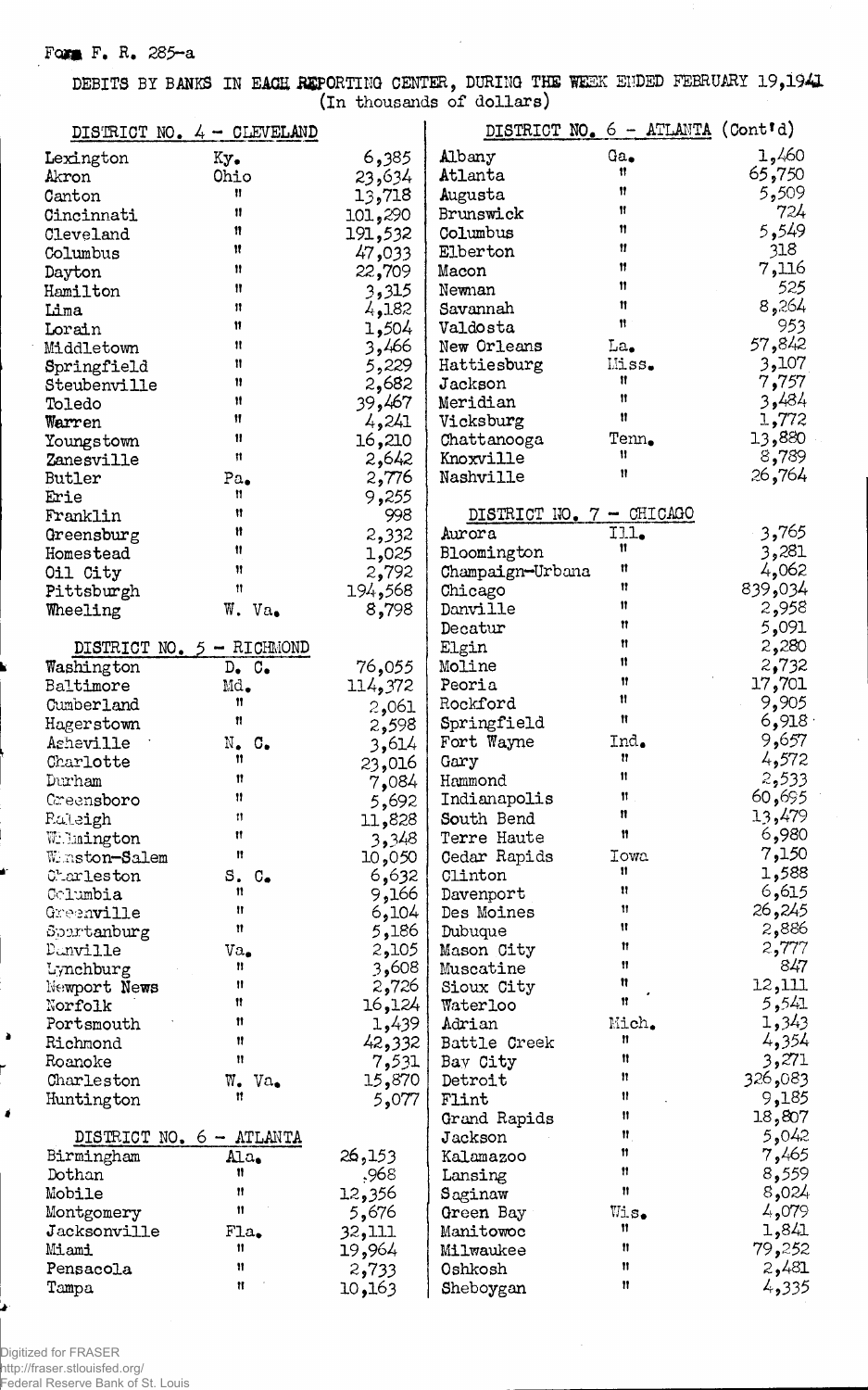Form F. R. 285-a

DEBITS BY BANKS IN EACH REPORTING CENTER, DURING THE WEEK ENDED FEBRUARY 19, 1941
(In thousands of dollars)

## DISTRICT NO. 4 - CLEVELAND

| City | State | Amount |
|---|---|---|
| Lexington | Ky. | 6,385 |
| Akron | Ohio | 23,634 |
| Canton | " | 13,718 |
| Cincinnati | " | 101,290 |
| Cleveland | " | 191,532 |
| Columbus | " | 47,033 |
| Dayton | " | 22,709 |
| Hamilton | " | 3,315 |
| Lima | " | 4,182 |
| Lorain | " | 1,504 |
| Middletown | " | 3,466 |
| Springfield | " | 5,229 |
| Steubenville | " | 2,682 |
| Toledo | " | 39,467 |
| Warren | " | 4,241 |
| Youngstown | " | 16,210 |
| Zanesville | " | 2,642 |
| Butler | Pa. | 2,776 |
| Erie | " | 9,255 |
| Franklin | " | 998 |
| Greensburg | " | 2,332 |
| Homestead | " | 1,025 |
| Oil City | " | 2,792 |
| Pittsburgh | " | 194,568 |
| Wheeling | W. Va. | 8,798 |

## DISTRICT NO. 5 - RICHMOND

| City | State | Amount |
|---|---|---|
| Washington | D. C. | 76,055 |
| Baltimore | Md. | 114,372 |
| Cumberland | " | 2,061 |
| Hagerstown | " | 2,598 |
| Asheville | N. C. | 3,614 |
| Charlotte | " | 23,016 |
| Durham | " | 7,084 |
| Greensboro | " | 5,692 |
| Raleigh | " | 11,828 |
| Wilmington | " | 3,348 |
| Winston-Salem | " | 10,050 |
| Charleston | S. C. | 6,632 |
| Columbia | " | 9,166 |
| Greenville | " | 6,104 |
| Spartanburg | " | 5,186 |
| Danville | Va. | 2,105 |
| Lynchburg | " | 3,608 |
| Newport News | " | 2,726 |
| Norfolk | " | 16,124 |
| Portsmouth | " | 1,439 |
| Richmond | " | 42,332 |
| Roanoke | " | 7,531 |
| Charleston | W. Va. | 15,870 |
| Huntington | " | 5,077 |

## DISTRICT NO. 6 - ATLANTA

| City | State | Amount |
|---|---|---|
| Birmingham | Ala. | 26,153 |
| Dothan | " | 968 |
| Mobile | " | 12,356 |
| Montgomery | " | 5,676 |
| Jacksonville | Fla. | 32,111 |
| Miami | " | 19,964 |
| Pensacola | " | 2,733 |
| Tampa | " | 10,163 |

## DISTRICT NO. 6 - ATLANTA (Cont'd)

| City | State | Amount |
|---|---|---|
| Albany | Ga. | 1,460 |
| Atlanta | " | 65,750 |
| Augusta | " | 5,509 |
| Brunswick | " | 724 |
| Columbus | " | 5,549 |
| Elberton | " | 318 |
| Macon | " | 7,116 |
| Newnan | " | 525 |
| Savannah | " | 8,264 |
| Valdosta | " | 953 |
| New Orleans | La. | 57,842 |
| Hattiesburg | Miss. | 3,107 |
| Jackson | " | 7,757 |
| Meridian | " | 3,484 |
| Vicksburg | " | 1,772 |
| Chattanooga | Tenn. | 13,880 |
| Knoxville | " | 8,789 |
| Nashville | " | 26,764 |

## DISTRICT NO. 7 - CHICAGO

| City | State | Amount |
|---|---|---|
| Aurora | Ill. | 3,765 |
| Bloomington | " | 3,281 |
| Champaign-Urbana | " | 4,062 |
| Chicago | " | 839,034 |
| Danville | " | 2,958 |
| Decatur | " | 5,091 |
| Elgin | " | 2,280 |
| Moline | " | 2,732 |
| Peoria | " | 17,701 |
| Rockford | " | 9,905 |
| Springfield | " | 6,918 |
| Fort Wayne | Ind. | 9,657 |
| Gary | " | 4,572 |
| Hammond | " | 2,533 |
| Indianapolis | " | 60,695 |
| South Bend | " | 13,479 |
| Terre Haute | " | 6,980 |
| Cedar Rapids | Iowa | 7,150 |
| Clinton | " | 1,588 |
| Davenport | " | 6,615 |
| Des Moines | " | 26,245 |
| Dubuque | " | 2,886 |
| Mason City | " | 2,777 |
| Muscatine | " | 847 |
| Sioux City | " | 12,111 |
| Waterloo | " | 5,541 |
| Adrian | Mich. | 1,343 |
| Battle Creek | " | 4,354 |
| Bay City | " | 3,271 |
| Detroit | " | 326,083 |
| Flint | " | 9,185 |
| Grand Rapids | " | 18,807 |
| Jackson | " | 5,042 |
| Kalamazoo | " | 7,465 |
| Lansing | " | 8,559 |
| Saginaw | " | 8,024 |
| Green Bay | Wis. | 4,079 |
| Manitowoc | " | 1,841 |
| Milwaukee | " | 79,252 |
| Oshkosh | " | 2,481 |
| Sheboygan | " | 4,335 |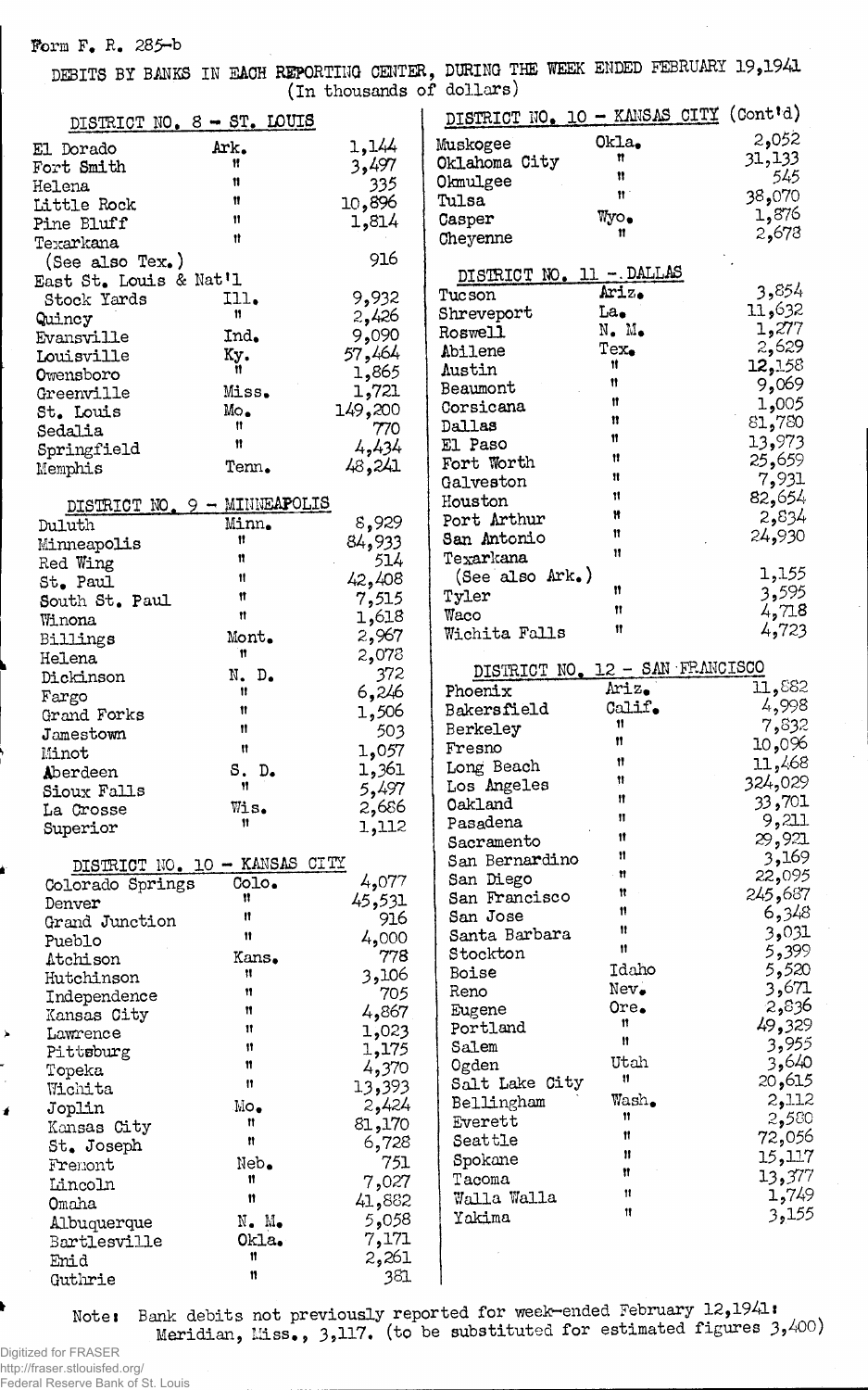Form F. R. 285-b

DEBITS BY BANKS IN EACH REPORTING CENTER, DURING THE WEEK ENDED FEBRUARY 19,1941
(In thousands of dollars)

### DISTRICT NO. 8 - ST. LOUIS

| | | |
|---|---|---|
| El Dorado | Ark. | 1,144 |
| Fort Smith | " | 3,497 |
| Helena | " | 335 |
| Little Rock | " | 10,896 |
| Pine Bluff | " | 1,814 |
| Texarkana (See also Tex.) | " | 916 |
| East St. Louis & Nat'l Stock Yards | Ill. | 9,932 |
| Quincy | " | 2,426 |
| Evansville | Ind. | 9,090 |
| Louisville | Ky. | 57,464 |
| Owensboro | " | 1,865 |
| Greenville | Miss. | 1,721 |
| St. Louis | Mo. | 149,200 |
| Sedalia | " | 770 |
| Springfield | " | 4,434 |
| Memphis | Tenn. | 48,241 |

### DISTRICT NO. 9 - MINNEAPOLIS

| | | |
|---|---|---|
| Duluth | Minn. | 8,929 |
| Minneapolis | " | 84,933 |
| Red Wing | " | 514 |
| St. Paul | " | 42,408 |
| South St. Paul | " | 7,515 |
| Winona | " | 1,618 |
| Billings | Mont. | 2,967 |
| Helena | " | 2,078 |
| Dickinson | N. D. | 372 |
| Fargo | " | 6,246 |
| Grand Forks | " | 1,506 |
| Jamestown | " | 503 |
| Minot | " | 1,057 |
| Aberdeen | S. D. | 1,361 |
| Sioux Falls | " | 5,497 |
| La Crosse | Wis. | 2,686 |
| Superior | " | 1,112 |

### DISTRICT NO. 10 - KANSAS CITY

| | | |
|---|---|---|
| Colorado Springs | Colo. | 4,077 |
| Denver | " | 45,531 |
| Grand Junction | " | 916 |
| Pueblo | " | 4,000 |
| Atchison | Kans. | 778 |
| Hutchinson | " | 3,106 |
| Independence | " | 705 |
| Kansas City | " | 4,867 |
| Lawrence | " | 1,023 |
| Pittsburg | " | 1,175 |
| Topeka | " | 4,370 |
| Wichita | " | 13,393 |
| Joplin | Mo. | 2,424 |
| Kansas City | " | 81,170 |
| St. Joseph | " | 6,728 |
| Fremont | Neb. | 751 |
| Lincoln | " | 7,027 |
| Omaha | " | 41,882 |
| Albuquerque | N. M. | 5,058 |
| Bartlesville | Okla. | 7,171 |
| Enid | " | 2,261 |
| Guthrie | " | 381 |

### DISTRICT NO. 10 - KANSAS CITY (Cont'd)

| | | |
|---|---|---|
| Muskogee | Okla. | 2,052 |
| Oklahoma City | " | 31,133 |
| Okmulgee | " | 545 |
| Tulsa | " | 38,070 |
| Casper | Wyo. | 1,876 |
| Cheyenne | " | 2,678 |

### DISTRICT NO. 11 - DALLAS

| | | |
|---|---|---|
| Tucson | Ariz. | 3,854 |
| Shreveport | La. | 11,632 |
| Roswell | N. M. | 1,277 |
| Abilene | Tex. | 2,629 |
| Austin | " | 12,158 |
| Beaumont | " | 9,069 |
| Corsicana | " | 1,005 |
| Dallas | " | 81,780 |
| El Paso | " | 13,973 |
| Fort Worth | " | 25,659 |
| Galveston | " | 7,931 |
| Houston | " | 82,654 |
| Port Arthur | " | 2,834 |
| San Antonio | " | 24,930 |
| Texarkana (See also Ark.) | " | 1,155 |
| Tyler | " | 3,595 |
| Waco | " | 4,718 |
| Wichita Falls | " | 4,723 |

### DISTRICT NO. 12 - SAN FRANCISCO

| | | |
|---|---|---|
| Phoenix | Ariz. | 11,882 |
| Bakersfield | Calif. | 4,998 |
| Berkeley | " | 7,832 |
| Fresno | " | 10,096 |
| Long Beach | " | 11,468 |
| Los Angeles | " | 324,029 |
| Oakland | " | 33,701 |
| Pasadena | " | 9,211 |
| Sacramento | " | 29,921 |
| San Bernardino | " | 3,169 |
| San Diego | " | 22,095 |
| San Francisco | " | 245,687 |
| San Jose | " | 6,348 |
| Santa Barbara | " | 3,031 |
| Stockton | " | 5,399 |
| Boise | Idaho | 5,520 |
| Reno | Nev. | 3,671 |
| Eugene | Ore. | 2,836 |
| Portland | " | 49,329 |
| Salem | " | 3,955 |
| Ogden | Utah | 3,640 |
| Salt Lake City | " | 20,615 |
| Bellingham | Wash. | 2,112 |
| Everett | " | 2,580 |
| Seattle | " | 72,056 |
| Spokane | " | 15,117 |
| Tacoma | " | 13,377 |
| Walla Walla | " | 1,749 |
| Yakima | " | 3,155 |

Note: Bank debits not previously reported for week-ended February 12,1941:
Meridian, Miss., 3,117. (to be substituted for estimated figures 3,400)